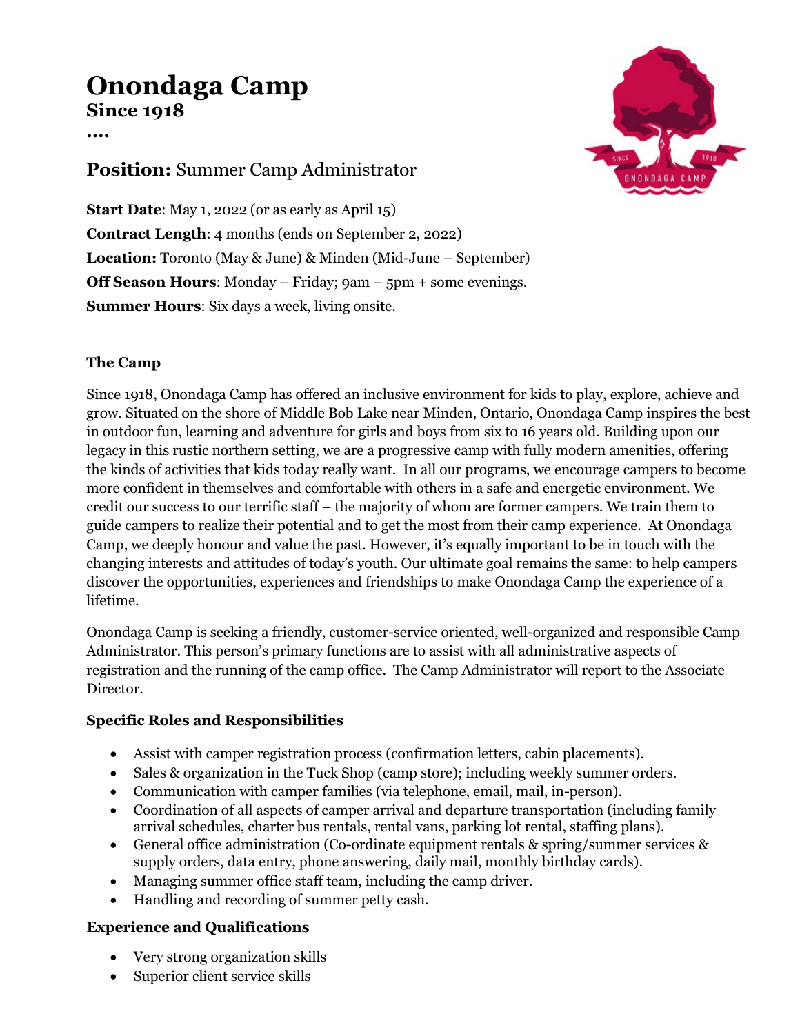# Onondaga Camp

## Since 1918

....

## **Position:** Summer Camp Administrator

**Start Date**: May 1, 2022 (or as early as April 15)
**Contract Length**: 4 months (ends on September 2, 2022)
**Location:** Toronto (May & June) & Minden (Mid-June – September)
**Off Season Hours**: Monday – Friday; 9am – 5pm + some evenings.
**Summer Hours**: Six days a week, living onsite.

### The Camp

Since 1918, Onondaga Camp has offered an inclusive environment for kids to play, explore, achieve and grow. Situated on the shore of Middle Bob Lake near Minden, Ontario, Onondaga Camp inspires the best in outdoor fun, learning and adventure for girls and boys from six to 16 years old. Building upon our legacy in this rustic northern setting, we are a progressive camp with fully modern amenities, offering the kinds of activities that kids today really want. In all our programs, we encourage campers to become more confident in themselves and comfortable with others in a safe and energetic environment. We credit our success to our terrific staff – the majority of whom are former campers. We train them to guide campers to realize their potential and to get the most from their camp experience. At Onondaga Camp, we deeply honour and value the past. However, it's equally important to be in touch with the changing interests and attitudes of today's youth. Our ultimate goal remains the same: to help campers discover the opportunities, experiences and friendships to make Onondaga Camp the experience of a lifetime.

Onondaga Camp is seeking a friendly, customer-service oriented, well-organized and responsible Camp Administrator. This person's primary functions are to assist with all administrative aspects of registration and the running of the camp office. The Camp Administrator will report to the Associate Director.

### Specific Roles and Responsibilities

- Assist with camper registration process (confirmation letters, cabin placements).
- Sales & organization in the Tuck Shop (camp store); including weekly summer orders.
- Communication with camper families (via telephone, email, mail, in-person).
- Coordination of all aspects of camper arrival and departure transportation (including family arrival schedules, charter bus rentals, rental vans, parking lot rental, staffing plans).
- General office administration (Co-ordinate equipment rentals & spring/summer services & supply orders, data entry, phone answering, daily mail, monthly birthday cards).
- Managing summer office staff team, including the camp driver.
- Handling and recording of summer petty cash.

### Experience and Qualifications

- Very strong organization skills
- Superior client service skills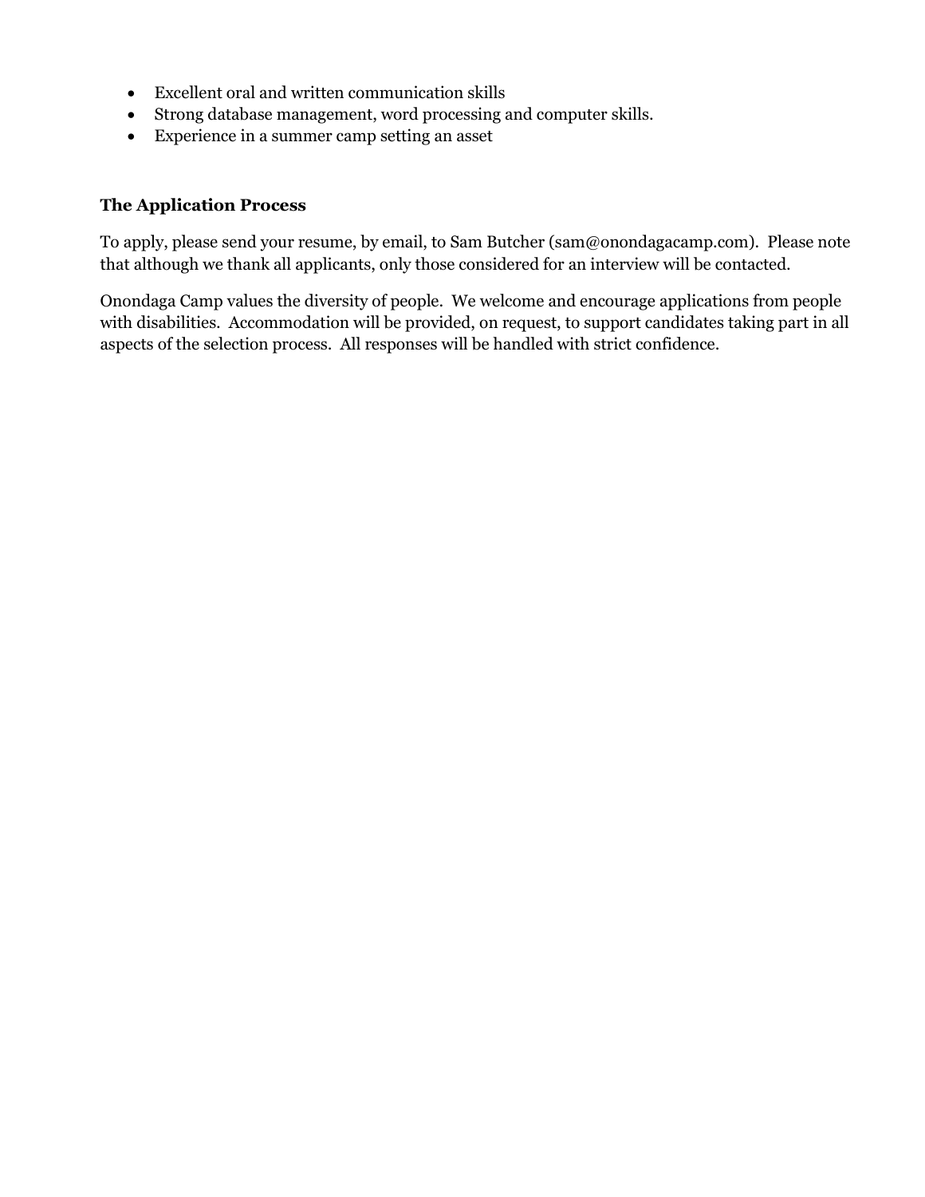- Excellent oral and written communication skills
- Strong database management, word processing and computer skills.
- Experience in a summer camp setting an asset

### The Application Process

To apply, please send your resume, by email, to Sam Butcher (sam@onondagacamp.com). Please note that although we thank all applicants, only those considered for an interview will be contacted.

Onondaga Camp values the diversity of people. We welcome and encourage applications from people with disabilities. Accommodation will be provided, on request, to support candidates taking part in all aspects of the selection process. All responses will be handled with strict confidence.